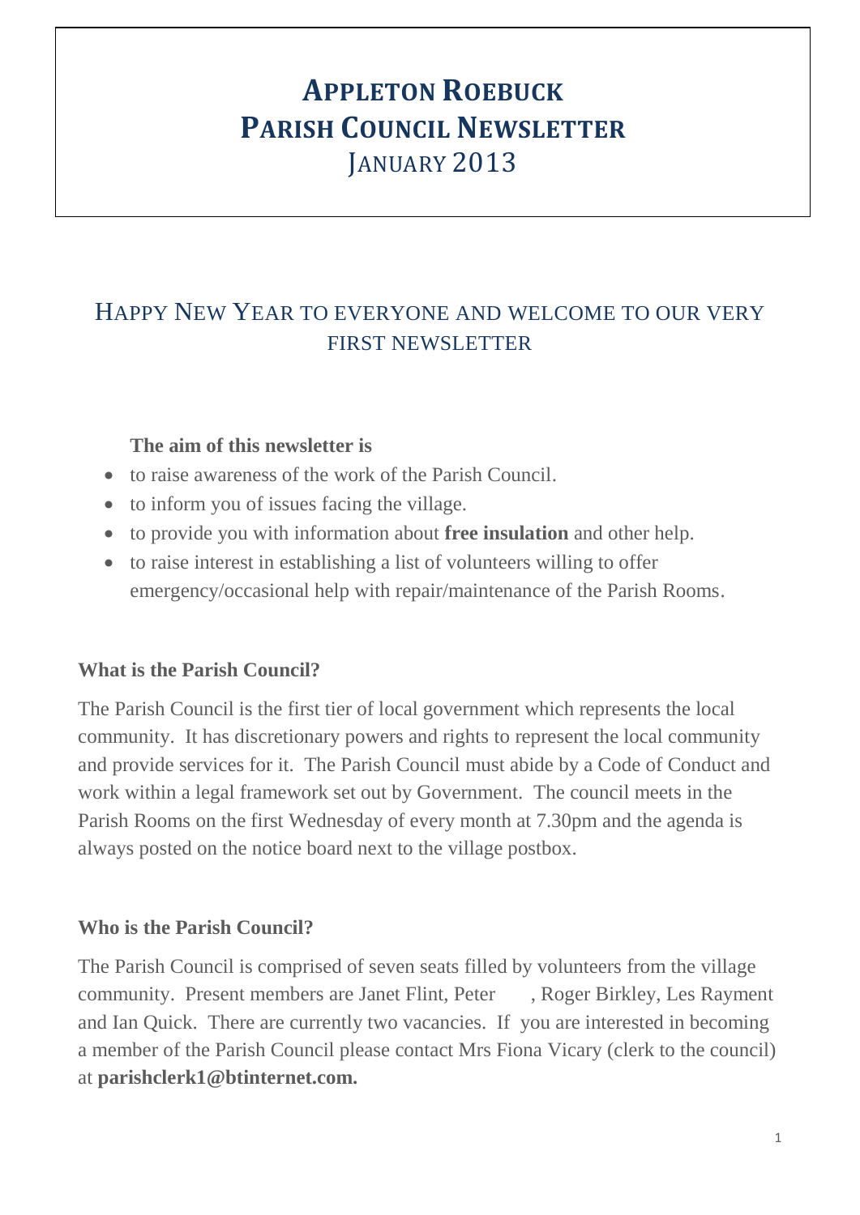# APPLETON ROEBUCK PARISH COUNCIL NEWSLETTER
## JANUARY 2013

## HAPPY NEW YEAR TO EVERYONE AND WELCOME TO OUR VERY FIRST NEWSLETTER

**The aim of this newsletter is**

- to raise awareness of the work of the Parish Council.
- to inform you of issues facing the village.
- to provide you with information about **free insulation** and other help.
- to raise interest in establishing a list of volunteers willing to offer emergency/occasional help with repair/maintenance of the Parish Rooms.

### What is the Parish Council?

The Parish Council is the first tier of local government which represents the local community. It has discretionary powers and rights to represent the local community and provide services for it. The Parish Council must abide by a Code of Conduct and work within a legal framework set out by Government. The council meets in the Parish Rooms on the first Wednesday of every month at 7.30pm and the agenda is always posted on the notice board next to the village postbox.

### Who is the Parish Council?

The Parish Council is comprised of seven seats filled by volunteers from the village community. Present members are Janet Flint, Peter , Roger Birkley, Les Rayment and Ian Quick. There are currently two vacancies. If you are interested in becoming a member of the Parish Council please contact Mrs Fiona Vicary (clerk to the council) at **parishclerk1@btinternet.com.**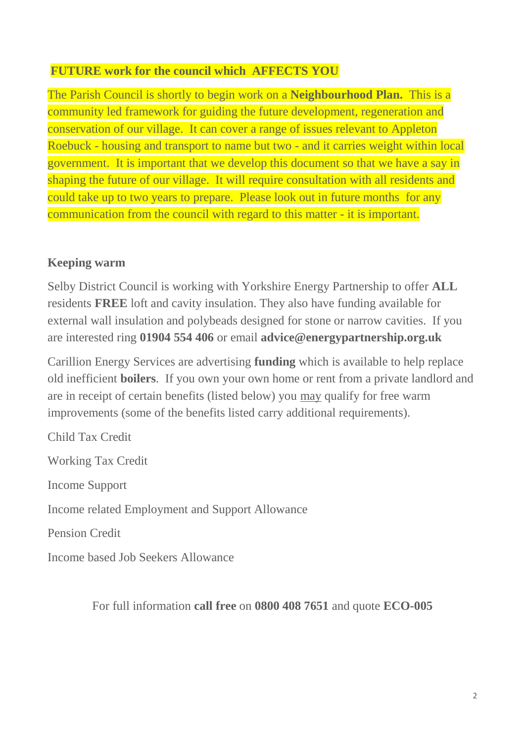## FUTURE work for the council which AFFECTS YOU

The Parish Council is shortly to begin work on a **Neighbourhood Plan.** This is a community led framework for guiding the future development, regeneration and conservation of our village. It can cover a range of issues relevant to Appleton Roebuck - housing and transport to name but two - and it carries weight within local government. It is important that we develop this document so that we have a say in shaping the future of our village. It will require consultation with all residents and could take up to two years to prepare. Please look out in future months for any communication from the council with regard to this matter - it is important.

## Keeping warm

Selby District Council is working with Yorkshire Energy Partnership to offer **ALL** residents **FREE** loft and cavity insulation. They also have funding available for external wall insulation and polybeads designed for stone or narrow cavities. If you are interested ring **01904 554 406** or email **advice@energypartnership.org.uk**

Carillion Energy Services are advertising **funding** which is available to help replace old inefficient **boilers**. If you own your own home or rent from a private landlord and are in receipt of certain benefits (listed below) you may qualify for free warm improvements (some of the benefits listed carry additional requirements).

Child Tax Credit

Working Tax Credit

Income Support

Income related Employment and Support Allowance

Pension Credit

Income based Job Seekers Allowance

For full information **call free** on **0800 408 7651** and quote **ECO-005**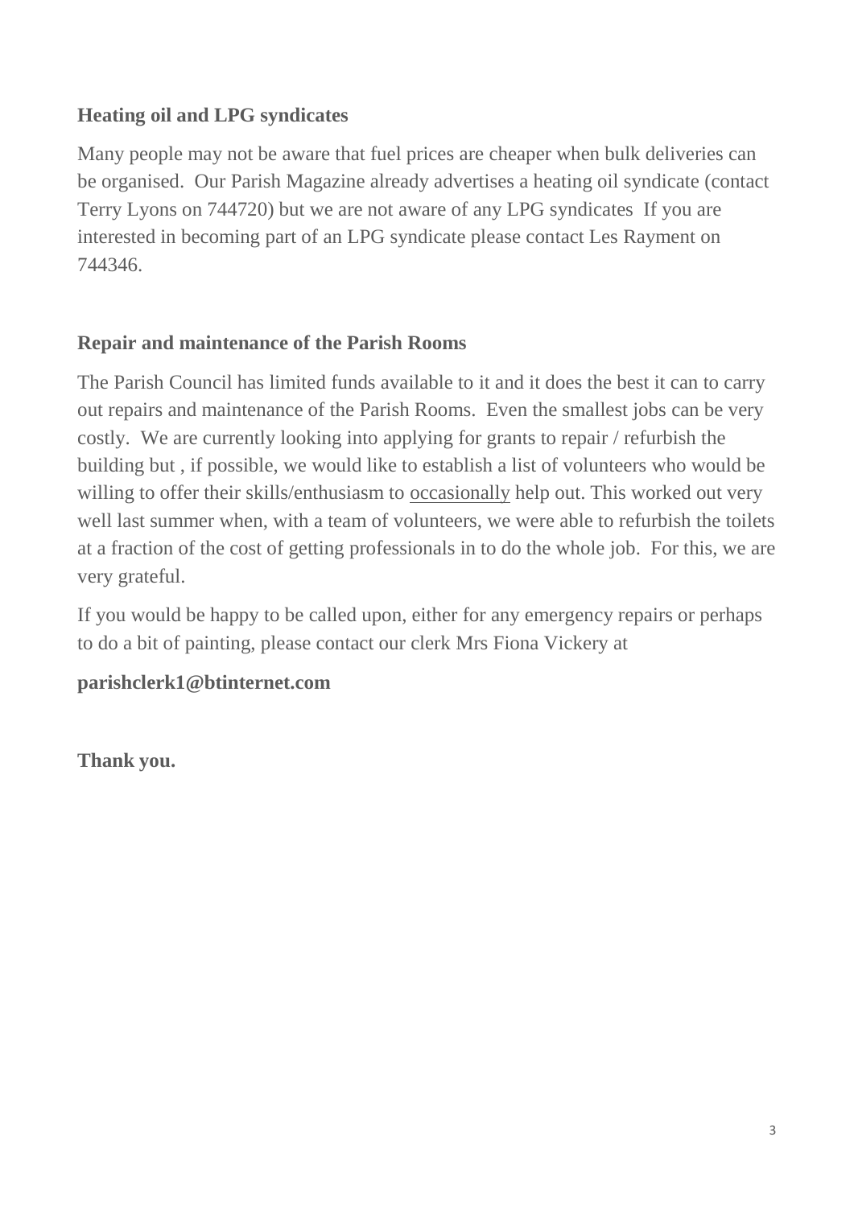**Heating oil and LPG syndicates**

Many people may not be aware that fuel prices are cheaper when bulk deliveries can be organised. Our Parish Magazine already advertises a heating oil syndicate (contact Terry Lyons on 744720) but we are not aware of any LPG syndicates If you are interested in becoming part of an LPG syndicate please contact Les Rayment on 744346.

**Repair and maintenance of the Parish Rooms**

The Parish Council has limited funds available to it and it does the best it can to carry out repairs and maintenance of the Parish Rooms. Even the smallest jobs can be very costly. We are currently looking into applying for grants to repair / refurbish the building but , if possible, we would like to establish a list of volunteers who would be willing to offer their skills/enthusiasm to <u>occasionally</u> help out. This worked out very well last summer when, with a team of volunteers, we were able to refurbish the toilets at a fraction of the cost of getting professionals in to do the whole job. For this, we are very grateful.

If you would be happy to be called upon, either for any emergency repairs or perhaps to do a bit of painting, please contact our clerk Mrs Fiona Vickery at

**parishclerk1@btinternet.com**

**Thank you.**